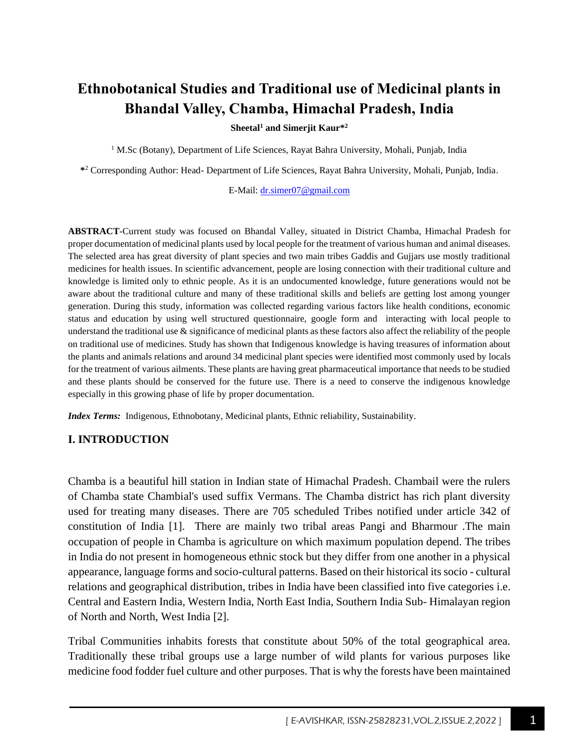# Ethnobotanical Studies and Traditional use of Medicinal plants in Bhandal Valley, Chamba, Himachal Pradesh, India

**Sheetal[1] and Simerjit Kaur*[2]**

[1] M.Sc (Botany), Department of Life Sciences, Rayat Bahra University, Mohali, Punjab, India

*[2] Corresponding Author: Head- Department of Life Sciences, Rayat Bahra University, Mohali, Punjab, India.

E-Mail: dr.simer07@gmail.com

**ABSTRACT**-Current study was focused on Bhandal Valley, situated in District Chamba, Himachal Pradesh for proper documentation of medicinal plants used by local people for the treatment of various human and animal diseases. The selected area has great diversity of plant species and two main tribes Gaddis and Gujjars use mostly traditional medicines for health issues. In scientific advancement, people are losing connection with their traditional culture and knowledge is limited only to ethnic people. As it is an undocumented knowledge, future generations would not be aware about the traditional culture and many of these traditional skills and beliefs are getting lost among younger generation. During this study, information was collected regarding various factors like health conditions, economic status and education by using well structured questionnaire, google form and interacting with local people to understand the traditional use & significance of medicinal plants as these factors also affect the reliability of the people on traditional use of medicines. Study has shown that Indigenous knowledge is having treasures of information about the plants and animals relations and around 34 medicinal plant species were identified most commonly used by locals for the treatment of various ailments. These plants are having great pharmaceutical importance that needs to be studied and these plants should be conserved for the future use. There is a need to conserve the indigenous knowledge especially in this growing phase of life by proper documentation.

***Index Terms:*** Indigenous, Ethnobotany, Medicinal plants, Ethnic reliability, Sustainability.

## I. INTRODUCTION

Chamba is a beautiful hill station in Indian state of Himachal Pradesh. Chambail were the rulers of Chamba state Chambial's used suffix Vermans. The Chamba district has rich plant diversity used for treating many diseases. There are 705 scheduled Tribes notified under article 342 of constitution of India [1]. There are mainly two tribal areas Pangi and Bharmour .The main occupation of people in Chamba is agriculture on which maximum population depend. The tribes in India do not present in homogeneous ethnic stock but they differ from one another in a physical appearance, language forms and socio-cultural patterns. Based on their historical its socio - cultural relations and geographical distribution, tribes in India have been classified into five categories i.e. Central and Eastern India, Western India, North East India, Southern India Sub- Himalayan region of North and North, West India [2].

Tribal Communities inhabits forests that constitute about 50% of the total geographical area. Traditionally these tribal groups use a large number of wild plants for various purposes like medicine food fodder fuel culture and other purposes. That is why the forests have been maintained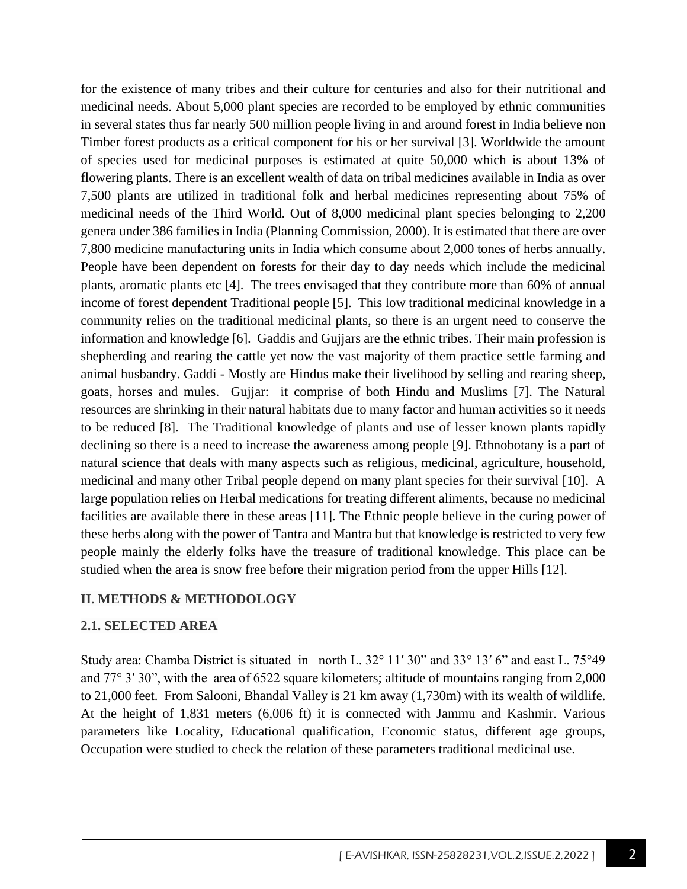for the existence of many tribes and their culture for centuries and also for their nutritional and medicinal needs. About 5,000 plant species are recorded to be employed by ethnic communities in several states thus far nearly 500 million people living in and around forest in India believe non Timber forest products as a critical component for his or her survival [3]. Worldwide the amount of species used for medicinal purposes is estimated at quite 50,000 which is about 13% of flowering plants. There is an excellent wealth of data on tribal medicines available in India as over 7,500 plants are utilized in traditional folk and herbal medicines representing about 75% of medicinal needs of the Third World. Out of 8,000 medicinal plant species belonging to 2,200 genera under 386 families in India (Planning Commission, 2000). It is estimated that there are over 7,800 medicine manufacturing units in India which consume about 2,000 tones of herbs annually. People have been dependent on forests for their day to day needs which include the medicinal plants, aromatic plants etc [4]. The trees envisaged that they contribute more than 60% of annual income of forest dependent Traditional people [5]. This low traditional medicinal knowledge in a community relies on the traditional medicinal plants, so there is an urgent need to conserve the information and knowledge [6]. Gaddis and Gujjars are the ethnic tribes. Their main profession is shepherding and rearing the cattle yet now the vast majority of them practice settle farming and animal husbandry. Gaddi - Mostly are Hindus make their livelihood by selling and rearing sheep, goats, horses and mules. Gujjar: it comprise of both Hindu and Muslims [7]. The Natural resources are shrinking in their natural habitats due to many factor and human activities so it needs to be reduced [8]. The Traditional knowledge of plants and use of lesser known plants rapidly declining so there is a need to increase the awareness among people [9]. Ethnobotany is a part of natural science that deals with many aspects such as religious, medicinal, agriculture, household, medicinal and many other Tribal people depend on many plant species for their survival [10]. A large population relies on Herbal medications for treating different aliments, because no medicinal facilities are available there in these areas [11]. The Ethnic people believe in the curing power of these herbs along with the power of Tantra and Mantra but that knowledge is restricted to very few people mainly the elderly folks have the treasure of traditional knowledge. This place can be studied when the area is snow free before their migration period from the upper Hills [12].

## II. METHODS & METHODOLOGY

### 2.1. SELECTED AREA

Study area: Chamba District is situated in north L. 32° 11′ 30" and 33° 13′ 6" and east L. 75°49 and 77° 3′ 30", with the area of 6522 square kilometers; altitude of mountains ranging from 2,000 to 21,000 feet. From Salooni, Bhandal Valley is 21 km away (1,730m) with its wealth of wildlife. At the height of 1,831 meters (6,006 ft) it is connected with Jammu and Kashmir. Various parameters like Locality, Educational qualification, Economic status, different age groups, Occupation were studied to check the relation of these parameters traditional medicinal use.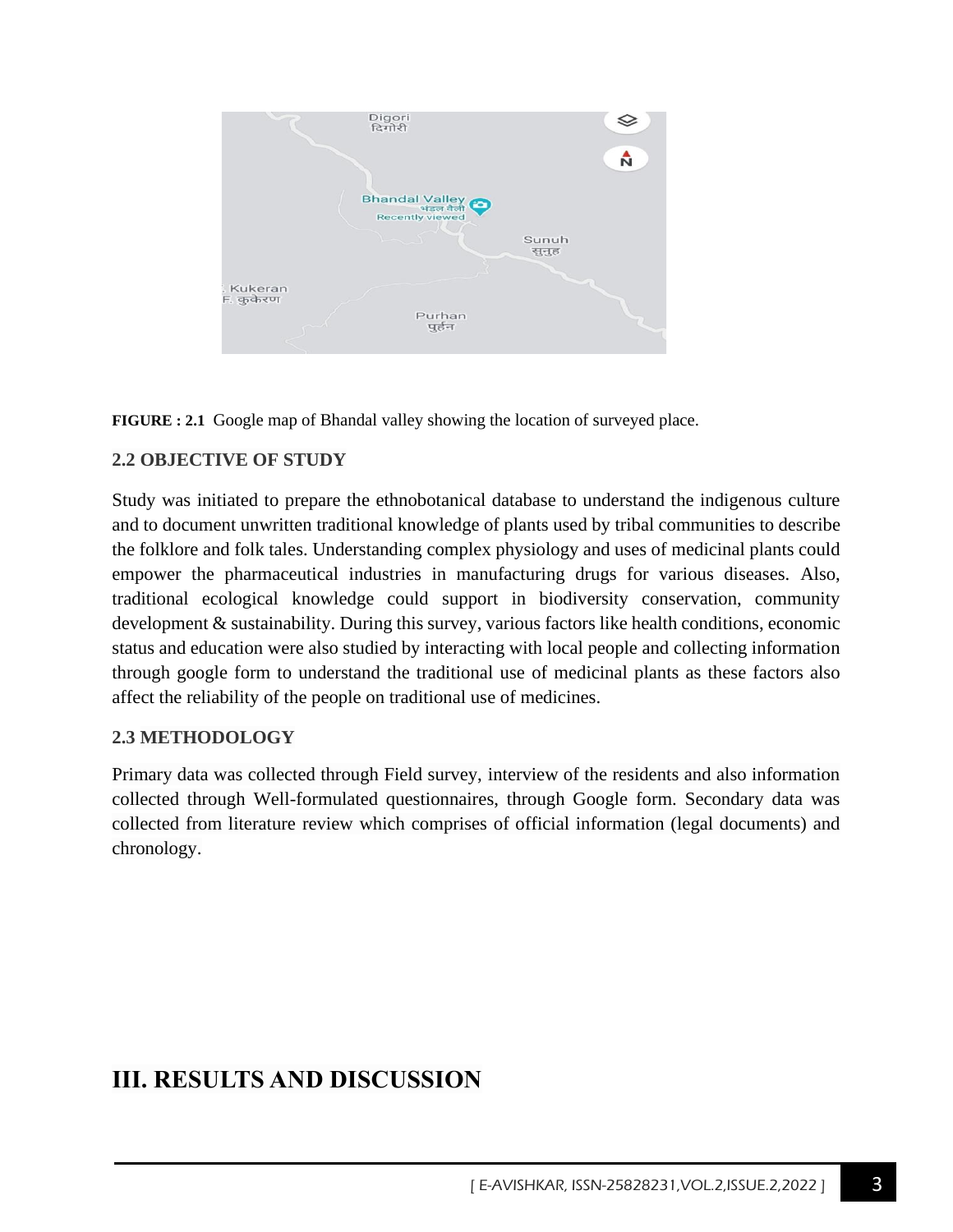**FIGURE : 2.1** Google map of Bhandal valley showing the location of surveyed place.

### 2.2 OBJECTIVE OF STUDY

Study was initiated to prepare the ethnobotanical database to understand the indigenous culture and to document unwritten traditional knowledge of plants used by tribal communities to describe the folklore and folk tales. Understanding complex physiology and uses of medicinal plants could empower the pharmaceutical industries in manufacturing drugs for various diseases. Also, traditional ecological knowledge could support in biodiversity conservation, community development & sustainability. During this survey, various factors like health conditions, economic status and education were also studied by interacting with local people and collecting information through google form to understand the traditional use of medicinal plants as these factors also affect the reliability of the people on traditional use of medicines.

### 2.3 METHODOLOGY

Primary data was collected through Field survey, interview of the residents and also information collected through Well-formulated questionnaires, through Google form. Secondary data was collected from literature review which comprises of official information (legal documents) and chronology.

## III. RESULTS AND DISCUSSION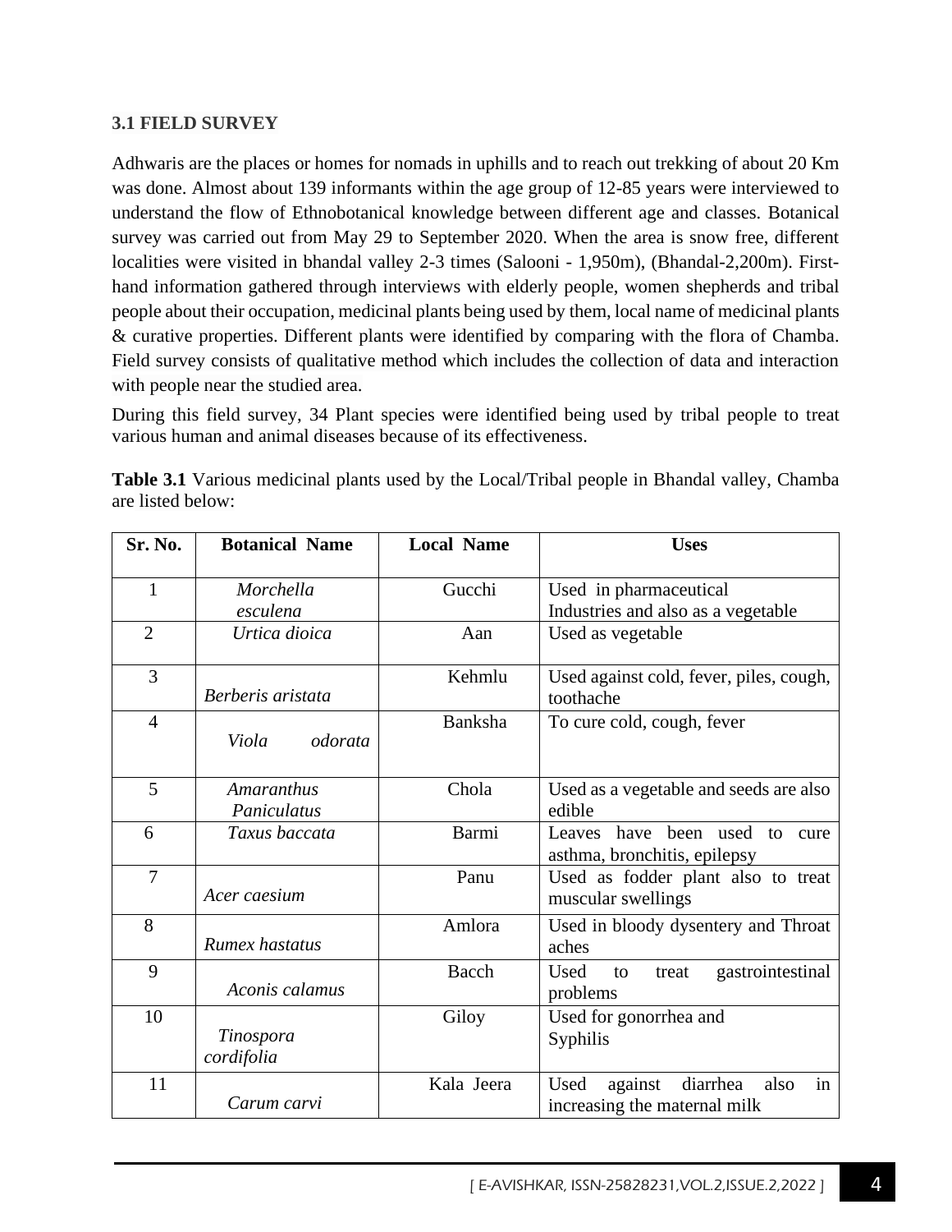### 3.1 FIELD SURVEY

Adhwaris are the places or homes for nomads in uphills and to reach out trekking of about 20 Km was done. Almost about 139 informants within the age group of 12-85 years were interviewed to understand the flow of Ethnobotanical knowledge between different age and classes. Botanical survey was carried out from May 29 to September 2020. When the area is snow free, different localities were visited in bhandal valley 2-3 times (Salooni - 1,950m), (Bhandal-2,200m). First-hand information gathered through interviews with elderly people, women shepherds and tribal people about their occupation, medicinal plants being used by them, local name of medicinal plants & curative properties. Different plants were identified by comparing with the flora of Chamba. Field survey consists of qualitative method which includes the collection of data and interaction with people near the studied area.

During this field survey, 34 Plant species were identified being used by tribal people to treat various human and animal diseases because of its effectiveness.

**Table 3.1** Various medicinal plants used by the Local/Tribal people in Bhandal valley, Chamba are listed below:

| Sr. No. | Botanical Name | Local Name | Uses |
|---|---|---|---|
| 1 | *Morchella esculena* | Gucchi | Used in pharmaceutical Industries and also as a vegetable |
| 2 | *Urtica dioica* | Aan | Used as vegetable |
| 3 | *Berberis aristata* | Kehmlu | Used against cold, fever, piles, cough, toothache |
| 4 | *Viola odorata* | Banksha | To cure cold, cough, fever |
| 5 | *Amaranthus Paniculatus* | Chola | Used as a vegetable and seeds are also edible |
| 6 | *Taxus baccata* | Barmi | Leaves have been used to cure asthma, bronchitis, epilepsy |
| 7 | *Acer caesium* | Panu | Used as fodder plant also to treat muscular swellings |
| 8 | *Rumex hastatus* | Amlora | Used in bloody dysentery and Throat aches |
| 9 | *Aconis calamus* | Bacch | Used to treat gastrointestinal problems |
| 10 | *Tinospora cordifolia* | Giloy | Used for gonorrhea and Syphilis |
| 11 | *Carum carvi* | Kala Jeera | Used against diarrhea also in increasing the maternal milk |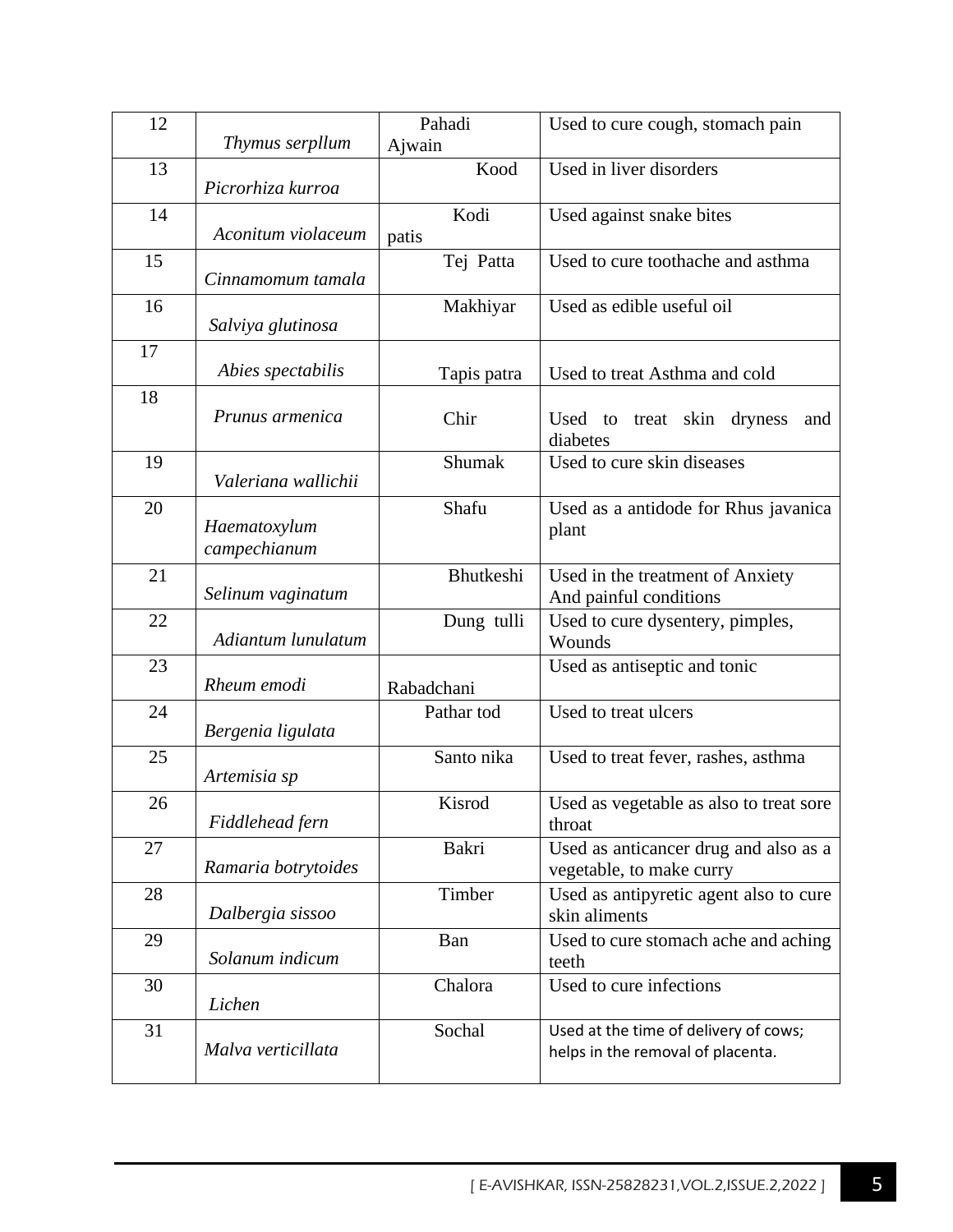| 12 | *Thymus serpllum* | Pahadi Ajwain | Used to cure cough, stomach pain |
|---|---|---|---|
| 13 | *Picrorhiza kurroa* | Kood | Used in liver disorders |
| 14 | *Aconitum violaceum* | Kodi patis | Used against snake bites |
| 15 | *Cinnamomum tamala* | Tej Patta | Used to cure toothache and asthma |
| 16 | *Salviya glutinosa* | Makhiyar | Used as edible useful oil |
| 17 | *Abies spectabilis* | Tapis patra | Used to treat Asthma and cold |
| 18 | *Prunus armenica* | Chir | Used to treat skin dryness and diabetes |
| 19 | *Valeriana wallichii* | Shumak | Used to cure skin diseases |
| 20 | *Haematoxylum campechianum* | Shafu | Used as a antidode for Rhus javanica plant |
| 21 | *Selinum vaginatum* | Bhutkeshi | Used in the treatment of Anxiety And painful conditions |
| 22 | *Adiantum lunulatum* | Dung tulli | Used to cure dysentery, pimples, Wounds |
| 23 | *Rheum emodi* | Rabadchani | Used as antiseptic and tonic |
| 24 | *Bergenia ligulata* | Pathar tod | Used to treat ulcers |
| 25 | *Artemisia sp* | Santo nika | Used to treat fever, rashes, asthma |
| 26 | *Fiddlehead fern* | Kisrod | Used as vegetable as also to treat sore throat |
| 27 | *Ramaria botrytoides* | Bakri | Used as anticancer drug and also as a vegetable, to make curry |
| 28 | *Dalbergia sissoo* | Timber | Used as antipyretic agent also to cure skin aliments |
| 29 | *Solanum indicum* | Ban | Used to cure stomach ache and aching teeth |
| 30 | *Lichen* | Chalora | Used to cure infections |
| 31 | *Malva verticillata* | Sochal | Used at the time of delivery of cows; helps in the removal of placenta. |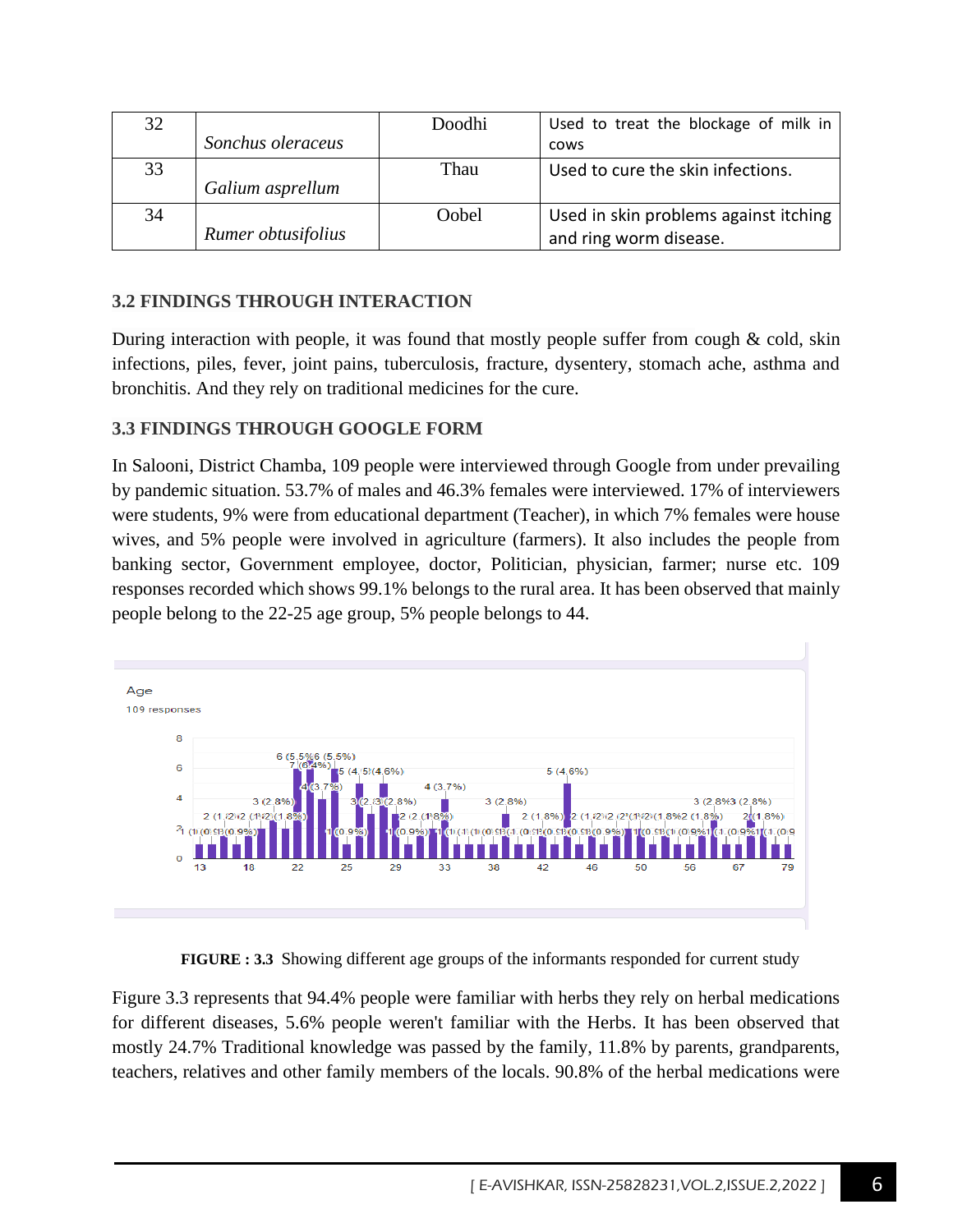| 32 | *Sonchus oleraceus* | Doodhi | Used to treat the blockage of milk in cows |
|---|---|---|---|
| 33 | *Galium asprellum* | Thau | Used to cure the skin infections. |
| 34 | *Rumer obtusifolius* | Oobel | Used in skin problems against itching and ring worm disease. |

### 3.2 FINDINGS THROUGH INTERACTION

During interaction with people, it was found that mostly people suffer from cough & cold, skin infections, piles, fever, joint pains, tuberculosis, fracture, dysentery, stomach ache, asthma and bronchitis. And they rely on traditional medicines for the cure.

### 3.3 FINDINGS THROUGH GOOGLE FORM

In Salooni, District Chamba, 109 people were interviewed through Google from under prevailing by pandemic situation. 53.7% of males and 46.3% females were interviewed. 17% of interviewers were students, 9% were from educational department (Teacher), in which 7% females were house wives, and 5% people were involved in agriculture (farmers). It also includes the people from banking sector, Government employee, doctor, Politician, physician, farmer; nurse etc. 109 responses recorded which shows 99.1% belongs to the rural area. It has been observed that mainly people belong to the 22-25 age group, 5% people belongs to 44.

**FIGURE : 3.3** Showing different age groups of the informants responded for current study

Figure 3.3 represents that 94.4% people were familiar with herbs they rely on herbal medications for different diseases, 5.6% people weren't familiar with the Herbs. It has been observed that mostly 24.7% Traditional knowledge was passed by the family, 11.8% by parents, grandparents, teachers, relatives and other family members of the locals. 90.8% of the herbal medications were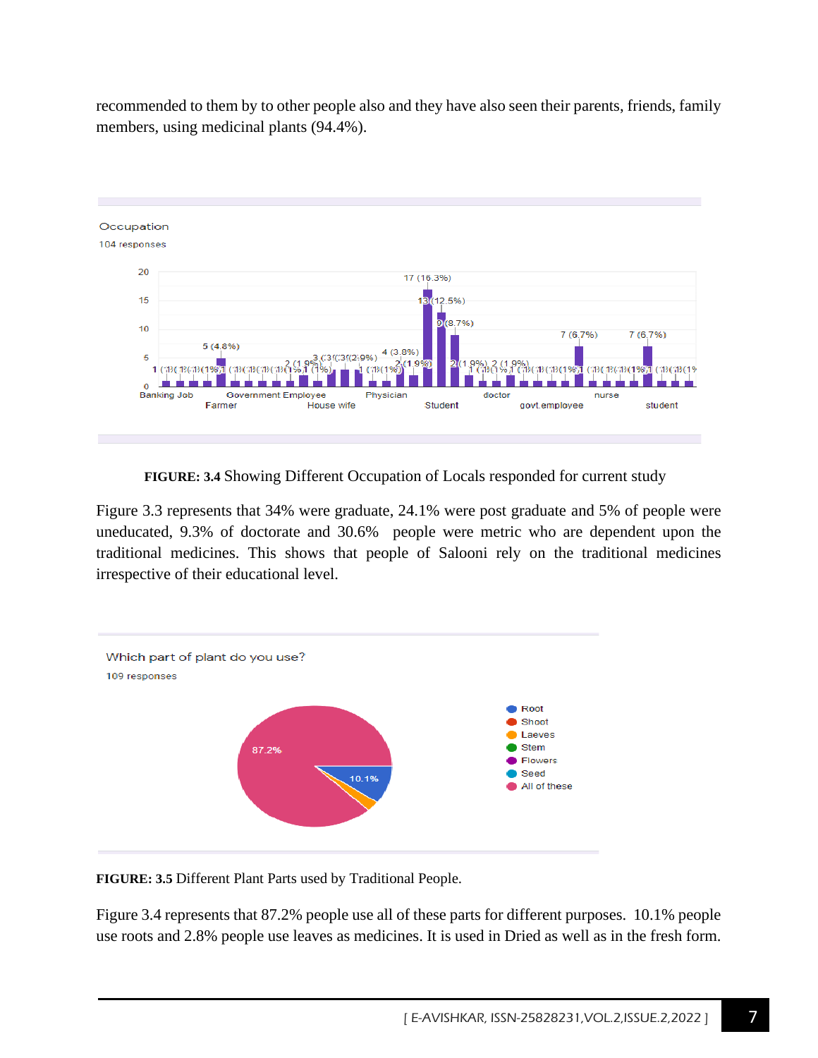recommended to them by to other people also and they have also seen their parents, friends, family members, using medicinal plants (94.4%).

**FIGURE: 3.4** Showing Different Occupation of Locals responded for current study

Figure 3.3 represents that 34% were graduate, 24.1% were post graduate and 5% of people were uneducated, 9.3% of doctorate and 30.6% people were metric who are dependent upon the traditional medicines. This shows that people of Salooni rely on the traditional medicines irrespective of their educational level.

**FIGURE: 3.5** Different Plant Parts used by Traditional People.

Figure 3.4 represents that 87.2% people use all of these parts for different purposes. 10.1% people use roots and 2.8% people use leaves as medicines. It is used in Dried as well as in the fresh form.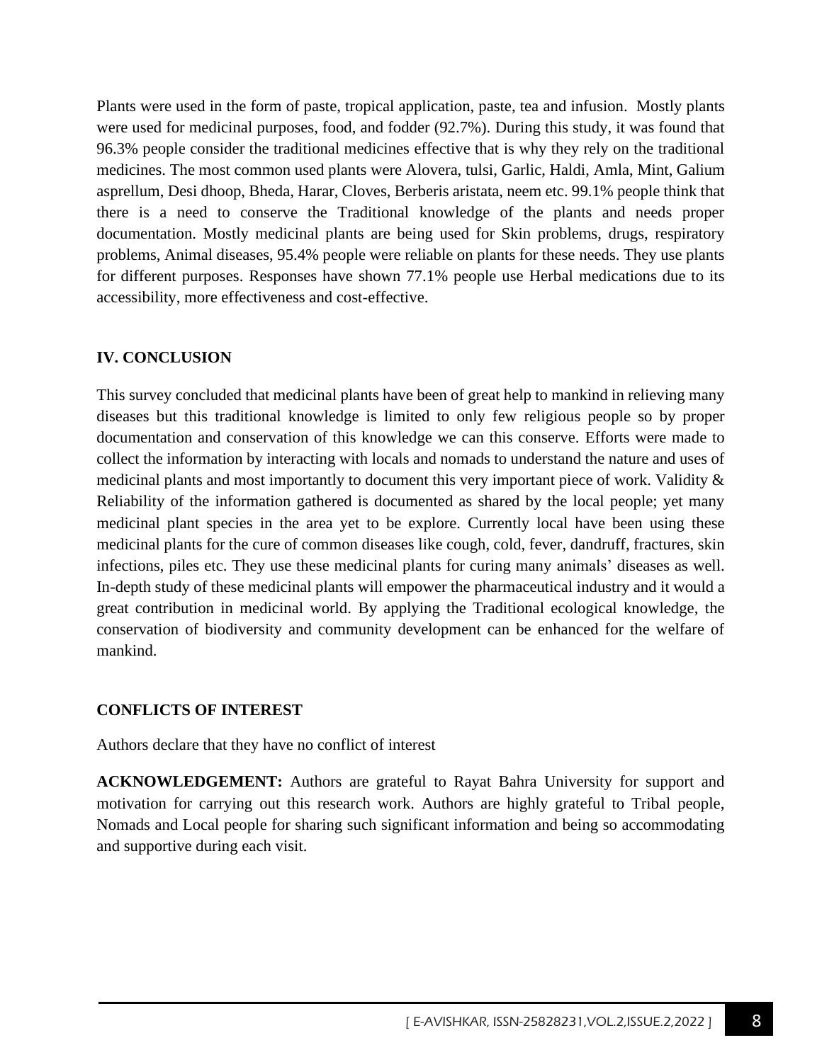Plants were used in the form of paste, tropical application, paste, tea and infusion. Mostly plants were used for medicinal purposes, food, and fodder (92.7%). During this study, it was found that 96.3% people consider the traditional medicines effective that is why they rely on the traditional medicines. The most common used plants were Alovera, tulsi, Garlic, Haldi, Amla, Mint, Galium asprellum, Desi dhoop, Bheda, Harar, Cloves, Berberis aristata, neem etc. 99.1% people think that there is a need to conserve the Traditional knowledge of the plants and needs proper documentation. Mostly medicinal plants are being used for Skin problems, drugs, respiratory problems, Animal diseases, 95.4% people were reliable on plants for these needs. They use plants for different purposes. Responses have shown 77.1% people use Herbal medications due to its accessibility, more effectiveness and cost-effective.

## IV. CONCLUSION

This survey concluded that medicinal plants have been of great help to mankind in relieving many diseases but this traditional knowledge is limited to only few religious people so by proper documentation and conservation of this knowledge we can this conserve. Efforts were made to collect the information by interacting with locals and nomads to understand the nature and uses of medicinal plants and most importantly to document this very important piece of work. Validity & Reliability of the information gathered is documented as shared by the local people; yet many medicinal plant species in the area yet to be explore. Currently local have been using these medicinal plants for the cure of common diseases like cough, cold, fever, dandruff, fractures, skin infections, piles etc. They use these medicinal plants for curing many animals' diseases as well. In-depth study of these medicinal plants will empower the pharmaceutical industry and it would a great contribution in medicinal world. By applying the Traditional ecological knowledge, the conservation of biodiversity and community development can be enhanced for the welfare of mankind.

## CONFLICTS OF INTEREST

Authors declare that they have no conflict of interest

**ACKNOWLEDGEMENT:** Authors are grateful to Rayat Bahra University for support and motivation for carrying out this research work. Authors are highly grateful to Tribal people, Nomads and Local people for sharing such significant information and being so accommodating and supportive during each visit.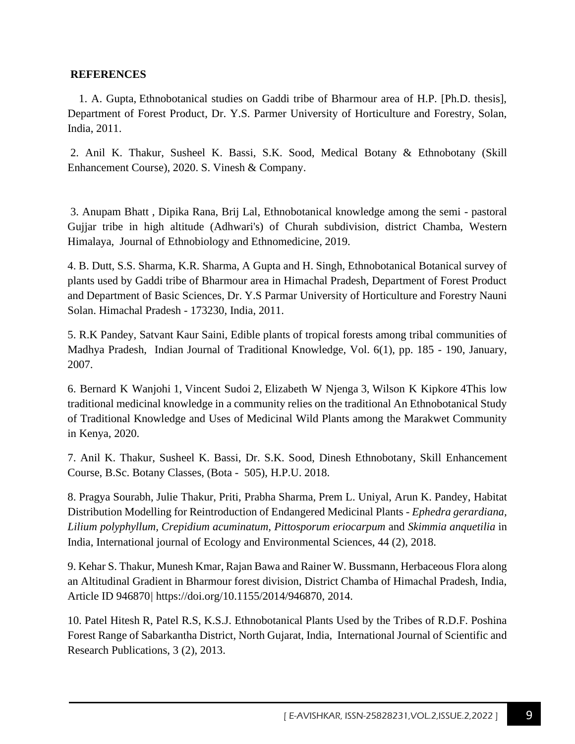**REFERENCES**

1. A. Gupta, Ethnobotanical studies on Gaddi tribe of Bharmour area of H.P. [Ph.D. thesis], Department of Forest Product, Dr. Y.S. Parmer University of Horticulture and Forestry, Solan, India, 2011.

2. Anil K. Thakur, Susheel K. Bassi, S.K. Sood, Medical Botany & Ethnobotany (Skill Enhancement Course), 2020. S. Vinesh & Company.

3. Anupam Bhatt , Dipika Rana, Brij Lal, Ethnobotanical knowledge among the semi - pastoral Gujjar tribe in high altitude (Adhwari's) of Churah subdivision, district Chamba, Western Himalaya, Journal of Ethnobiology and Ethnomedicine, 2019.

4. B. Dutt, S.S. Sharma, K.R. Sharma, A Gupta and H. Singh, Ethnobotanical Botanical survey of plants used by Gaddi tribe of Bharmour area in Himachal Pradesh, Department of Forest Product and Department of Basic Sciences, Dr. Y.S Parmar University of Horticulture and Forestry Nauni Solan. Himachal Pradesh - 173230, India, 2011.

5. R.K Pandey, Satvant Kaur Saini, Edible plants of tropical forests among tribal communities of Madhya Pradesh, Indian Journal of Traditional Knowledge, Vol. 6(1), pp. 185 - 190, January, 2007.

6. Bernard K Wanjohi 1, Vincent Sudoi 2, Elizabeth W Njenga 3, Wilson K Kipkore 4This low traditional medicinal knowledge in a community relies on the traditional An Ethnobotanical Study of Traditional Knowledge and Uses of Medicinal Wild Plants among the Marakwet Community in Kenya, 2020.

7. Anil K. Thakur, Susheel K. Bassi, Dr. S.K. Sood, Dinesh Ethnobotany, Skill Enhancement Course, B.Sc. Botany Classes, (Bota - 505), H.P.U. 2018.

8. Pragya Sourabh, Julie Thakur, Priti, Prabha Sharma, Prem L. Uniyal, Arun K. Pandey, Habitat Distribution Modelling for Reintroduction of Endangered Medicinal Plants - *Ephedra gerardiana, Lilium polyphyllum, Crepidium acuminatum, Pittosporum eriocarpum* and *Skimmia anquetilia* in India, International journal of Ecology and Environmental Sciences, 44 (2), 2018.

9. Kehar S. Thakur, Munesh Kmar, Rajan Bawa and Rainer W. Bussmann, Herbaceous Flora along an Altitudinal Gradient in Bharmour forest division, District Chamba of Himachal Pradesh, India, Article ID 946870| https://doi.org/10.1155/2014/946870, 2014.

10. Patel Hitesh R, Patel R.S, K.S.J. Ethnobotanical Plants Used by the Tribes of R.D.F. Poshina Forest Range of Sabarkantha District, North Gujarat, India, International Journal of Scientific and Research Publications, 3 (2), 2013.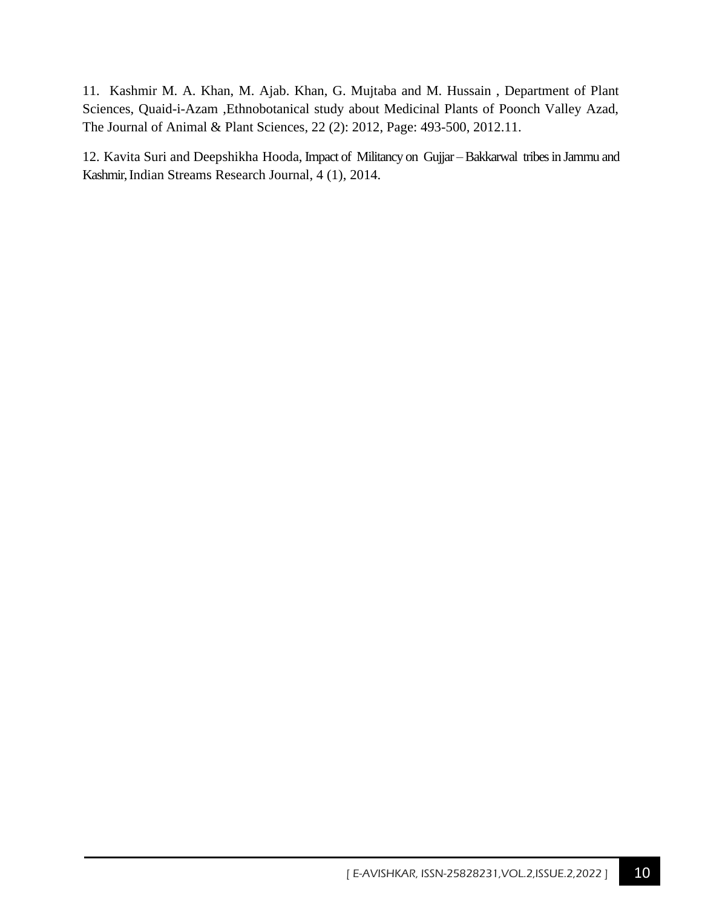11. Kashmir M. A. Khan, M. Ajab. Khan, G. Mujtaba and M. Hussain , Department of Plant Sciences, Quaid-i-Azam ,Ethnobotanical study about Medicinal Plants of Poonch Valley Azad, The Journal of Animal & Plant Sciences, 22 (2): 2012, Page: 493-500, 2012.11.

12. Kavita Suri and Deepshikha Hooda, Impact of Militancy on Gujjar – Bakkarwal tribes in Jammu and Kashmir, Indian Streams Research Journal, 4 (1), 2014.